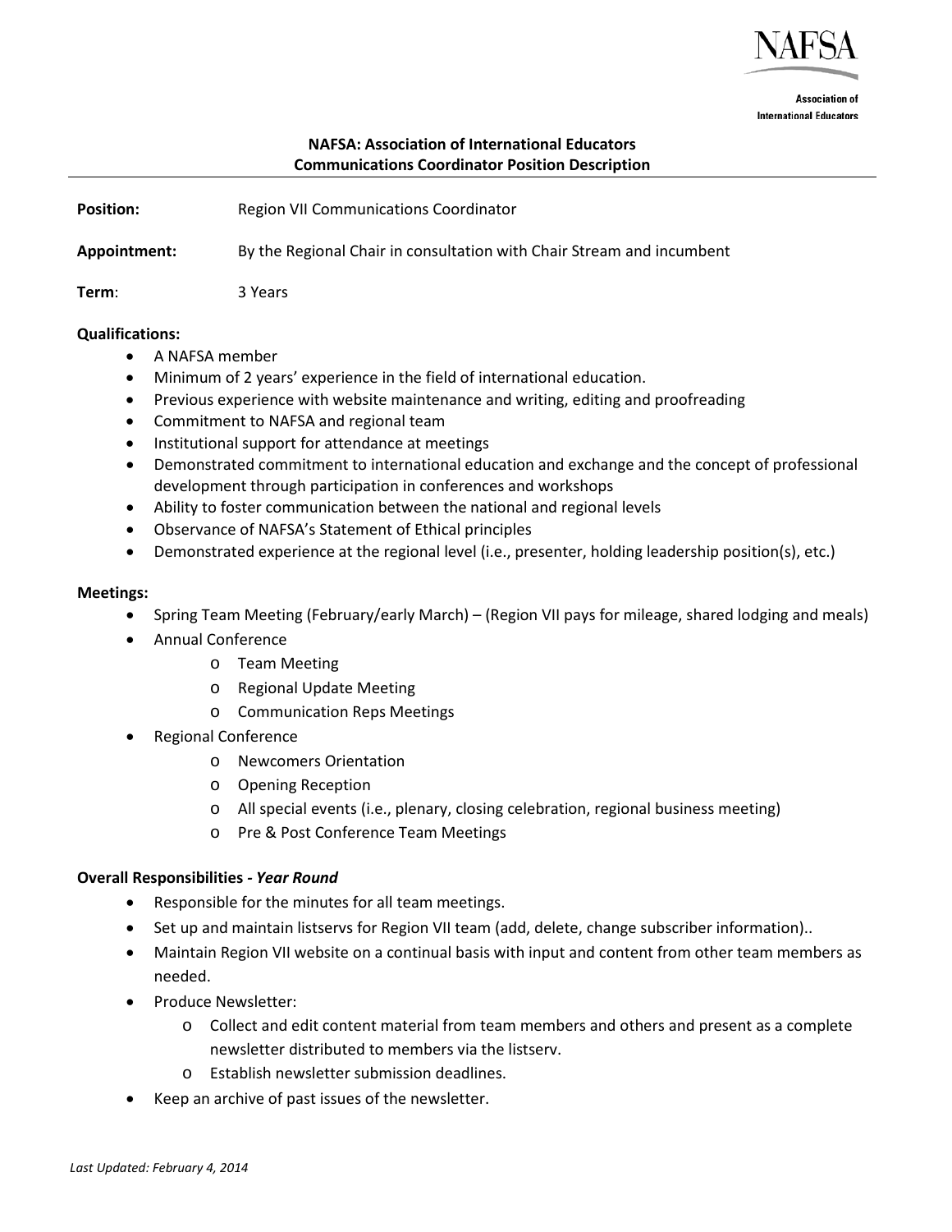NAFSA

Association of International Educators

**NAFSA: Association of International Educators**
**Communications Coordinator Position Description**

---

**Position:** Region VII Communications Coordinator

**Appointment:** By the Regional Chair in consultation with Chair Stream and incumbent

**Term**: 3 Years

**Qualifications:**

- A NAFSA member
- Minimum of 2 years' experience in the field of international education.
- Previous experience with website maintenance and writing, editing and proofreading
- Commitment to NAFSA and regional team
- Institutional support for attendance at meetings
- Demonstrated commitment to international education and exchange and the concept of professional development through participation in conferences and workshops
- Ability to foster communication between the national and regional levels
- Observance of NAFSA's Statement of Ethical principles
- Demonstrated experience at the regional level (i.e., presenter, holding leadership position(s), etc.)

**Meetings:**

- Spring Team Meeting (February/early March) – (Region VII pays for mileage, shared lodging and meals)
- Annual Conference
  - Team Meeting
  - Regional Update Meeting
  - Communication Reps Meetings
- Regional Conference
  - Newcomers Orientation
  - Opening Reception
  - All special events (i.e., plenary, closing celebration, regional business meeting)
  - Pre & Post Conference Team Meetings

**Overall Responsibilities - *Year Round***

- Responsible for the minutes for all team meetings.
- Set up and maintain listservs for Region VII team (add, delete, change subscriber information)..
- Maintain Region VII website on a continual basis with input and content from other team members as needed.
- Produce Newsletter:
  - Collect and edit content material from team members and others and present as a complete newsletter distributed to members via the listserv.
  - Establish newsletter submission deadlines.
- Keep an archive of past issues of the newsletter.

*Last Updated: February 4, 2014*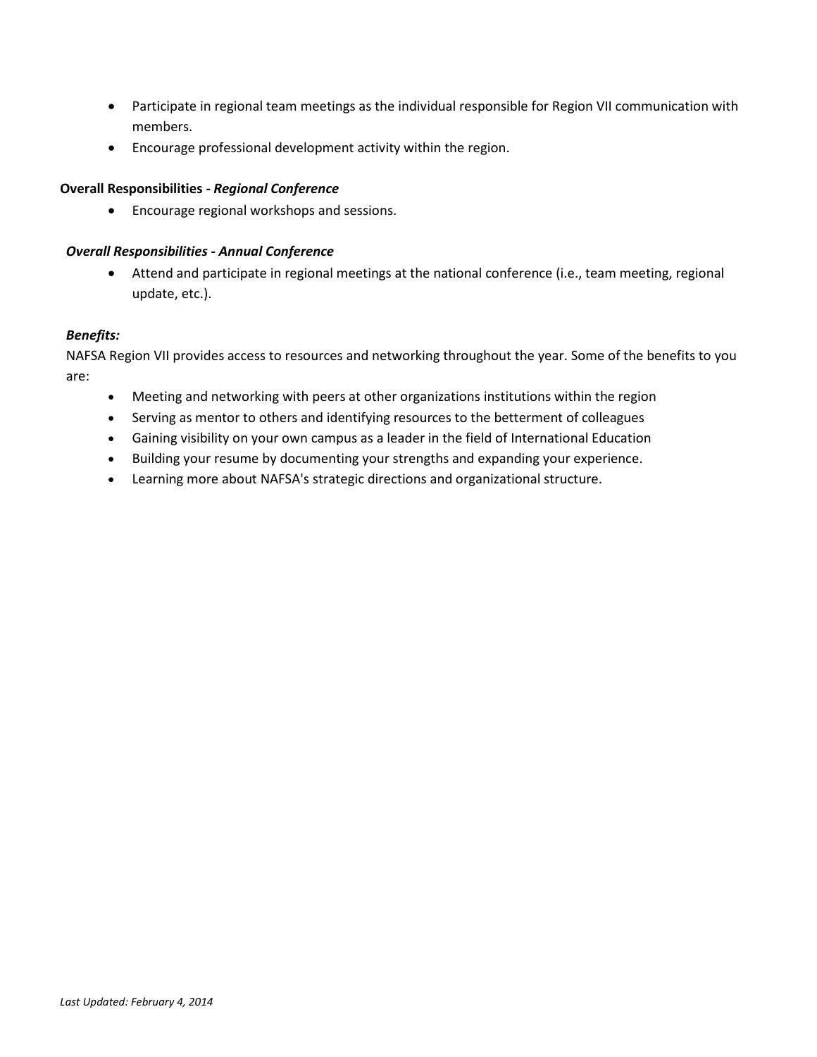- Participate in regional team meetings as the individual responsible for Region VII communication with members.
- Encourage professional development activity within the region.

**Overall Responsibilities -** ***Regional Conference***

- Encourage regional workshops and sessions.

***Overall Responsibilities - Annual Conference***

- Attend and participate in regional meetings at the national conference (i.e., team meeting, regional update, etc.).

***Benefits:***

NAFSA Region VII provides access to resources and networking throughout the year. Some of the benefits to you are:

- Meeting and networking with peers at other organizations institutions within the region
- Serving as mentor to others and identifying resources to the betterment of colleagues
- Gaining visibility on your own campus as a leader in the field of International Education
- Building your resume by documenting your strengths and expanding your experience.
- Learning more about NAFSA's strategic directions and organizational structure.

*Last Updated: February 4, 2014*